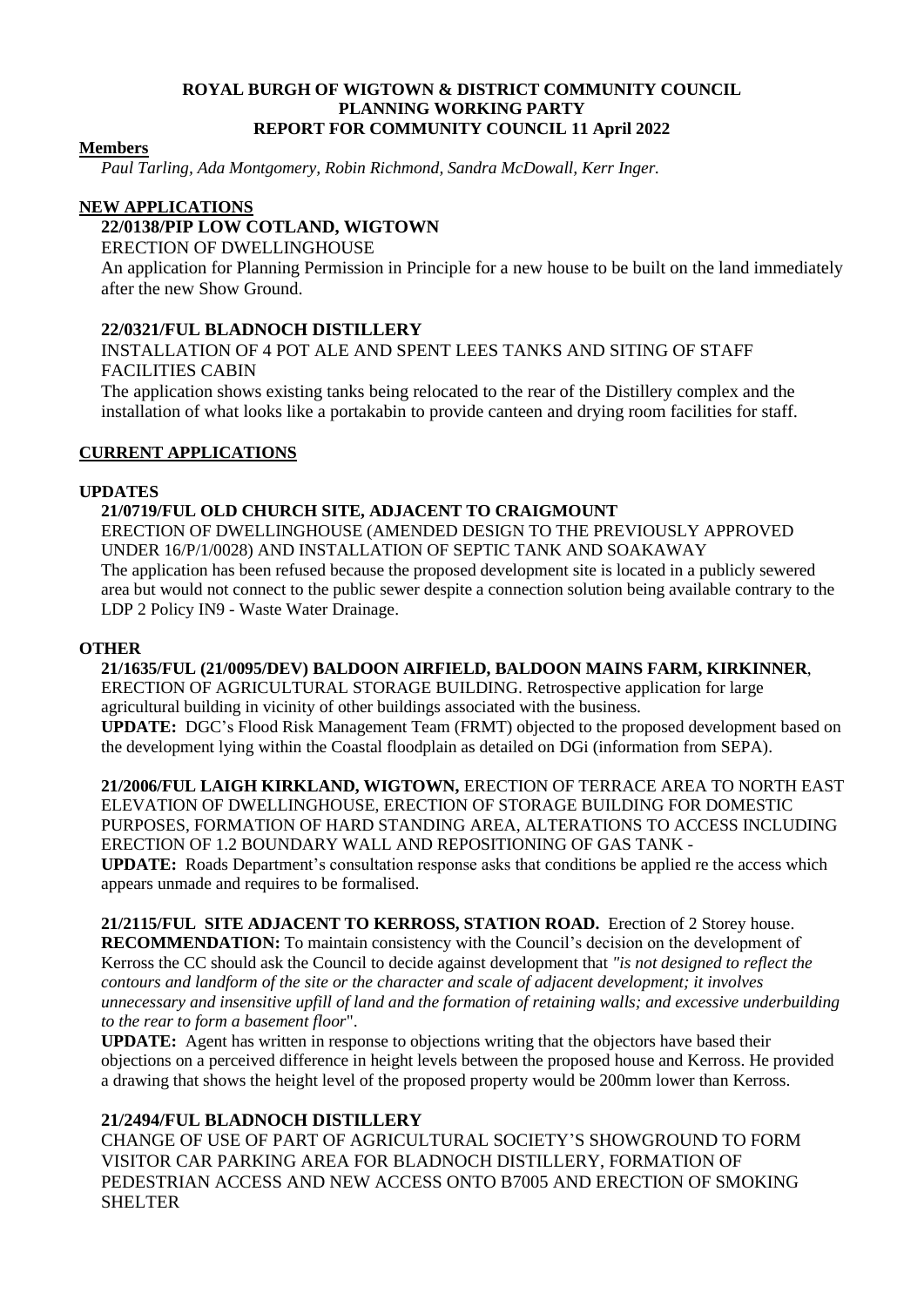**ROYAL BURGH OF WIGTOWN & DISTRICT COMMUNITY COUNCIL**
**PLANNING WORKING PARTY**
**REPORT FOR COMMUNITY COUNCIL 11 April 2022**

**Members**

*Paul Tarling, Ada Montgomery, Robin Richmond, Sandra McDowall, Kerr Inger.*

## NEW APPLICATIONS

### 22/0138/PIP LOW COTLAND, WIGTOWN

ERECTION OF DWELLINGHOUSE

An application for Planning Permission in Principle for a new house to be built on the land immediately after the new Show Ground.

### 22/0321/FUL BLADNOCH DISTILLERY

INSTALLATION OF 4 POT ALE AND SPENT LEES TANKS AND SITING OF STAFF FACILITIES CABIN

The application shows existing tanks being relocated to the rear of the Distillery complex and the installation of what looks like a portakabin to provide canteen and drying room facilities for staff.

## CURRENT APPLICATIONS

### UPDATES

**21/0719/FUL OLD CHURCH SITE, ADJACENT TO CRAIGMOUNT**

ERECTION OF DWELLINGHOUSE (AMENDED DESIGN TO THE PREVIOUSLY APPROVED UNDER 16/P/1/0028) AND INSTALLATION OF SEPTIC TANK AND SOAKAWAY

The application has been refused because the proposed development site is located in a publicly sewered area but would not connect to the public sewer despite a connection solution being available contrary to the LDP 2 Policy IN9 - Waste Water Drainage.

### OTHER

**21/1635/FUL (21/0095/DEV) BALDOON AIRFIELD, BALDOON MAINS FARM, KIRKINNER**, ERECTION OF AGRICULTURAL STORAGE BUILDING. Retrospective application for large agricultural building in vicinity of other buildings associated with the business.

**UPDATE:** DGC's Flood Risk Management Team (FRMT) objected to the proposed development based on the development lying within the Coastal floodplain as detailed on DGi (information from SEPA).

**21/2006/FUL LAIGH KIRKLAND, WIGTOWN,** ERECTION OF TERRACE AREA TO NORTH EAST ELEVATION OF DWELLINGHOUSE, ERECTION OF STORAGE BUILDING FOR DOMESTIC PURPOSES, FORMATION OF HARD STANDING AREA, ALTERATIONS TO ACCESS INCLUDING ERECTION OF 1.2 BOUNDARY WALL AND REPOSITIONING OF GAS TANK -

**UPDATE:** Roads Department's consultation response asks that conditions be applied re the access which appears unmade and requires to be formalised.

**21/2115/FUL SITE ADJACENT TO KERROSS, STATION ROAD.** Erection of 2 Storey house.

**RECOMMENDATION:** To maintain consistency with the Council's decision on the development of Kerross the CC should ask the Council to decide against development that *"is not designed to reflect the contours and landform of the site or the character and scale of adjacent development; it involves unnecessary and insensitive upfill of land and the formation of retaining walls; and excessive underbuilding to the rear to form a basement floor*".

**UPDATE:** Agent has written in response to objections writing that the objectors have based their objections on a perceived difference in height levels between the proposed house and Kerross. He provided a drawing that shows the height level of the proposed property would be 200mm lower than Kerross.

**21/2494/FUL BLADNOCH DISTILLERY**

CHANGE OF USE OF PART OF AGRICULTURAL SOCIETY'S SHOWGROUND TO FORM VISITOR CAR PARKING AREA FOR BLADNOCH DISTILLERY, FORMATION OF PEDESTRIAN ACCESS AND NEW ACCESS ONTO B7005 AND ERECTION OF SMOKING SHELTER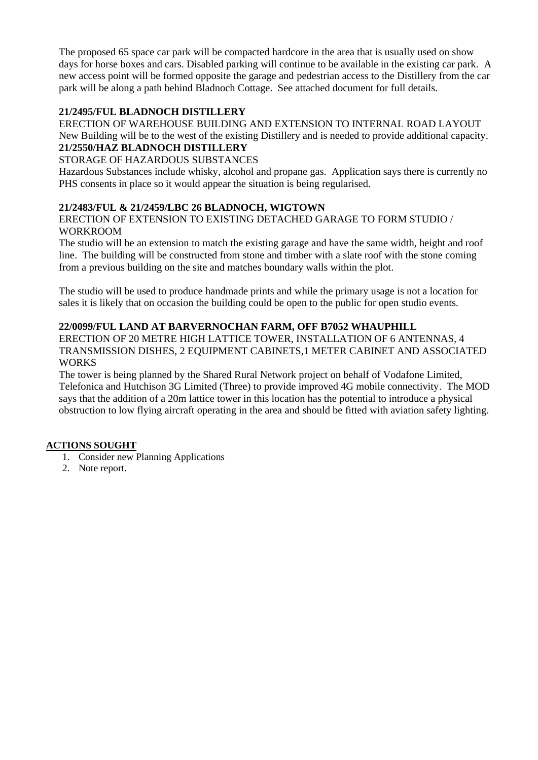The proposed 65 space car park will be compacted hardcore in the area that is usually used on show days for horse boxes and cars. Disabled parking will continue to be available in the existing car park. A new access point will be formed opposite the garage and pedestrian access to the Distillery from the car park will be along a path behind Bladnoch Cottage. See attached document for full details.

**21/2495/FUL BLADNOCH DISTILLERY**

ERECTION OF WAREHOUSE BUILDING AND EXTENSION TO INTERNAL ROAD LAYOUT
New Building will be to the west of the existing Distillery and is needed to provide additional capacity.

**21/2550/HAZ BLADNOCH DISTILLERY**

STORAGE OF HAZARDOUS SUBSTANCES
Hazardous Substances include whisky, alcohol and propane gas. Application says there is currently no PHS consents in place so it would appear the situation is being regularised.

**21/2483/FUL & 21/2459/LBC 26 BLADNOCH, WIGTOWN**

ERECTION OF EXTENSION TO EXISTING DETACHED GARAGE TO FORM STUDIO / WORKROOM
The studio will be an extension to match the existing garage and have the same width, height and roof line. The building will be constructed from stone and timber with a slate roof with the stone coming from a previous building on the site and matches boundary walls within the plot.

The studio will be used to produce handmade prints and while the primary usage is not a location for sales it is likely that on occasion the building could be open to the public for open studio events.

**22/0099/FUL LAND AT BARVERNOCHAN FARM, OFF B7052 WHAUPHILL**

ERECTION OF 20 METRE HIGH LATTICE TOWER, INSTALLATION OF 6 ANTENNAS, 4 TRANSMISSION DISHES, 2 EQUIPMENT CABINETS,1 METER CABINET AND ASSOCIATED WORKS
The tower is being planned by the Shared Rural Network project on behalf of Vodafone Limited, Telefonica and Hutchison 3G Limited (Three) to provide improved 4G mobile connectivity. The MOD says that the addition of a 20m lattice tower in this location has the potential to introduce a physical obstruction to low flying aircraft operating in the area and should be fitted with aviation safety lighting.

**ACTIONS SOUGHT**

1. Consider new Planning Applications
2. Note report.